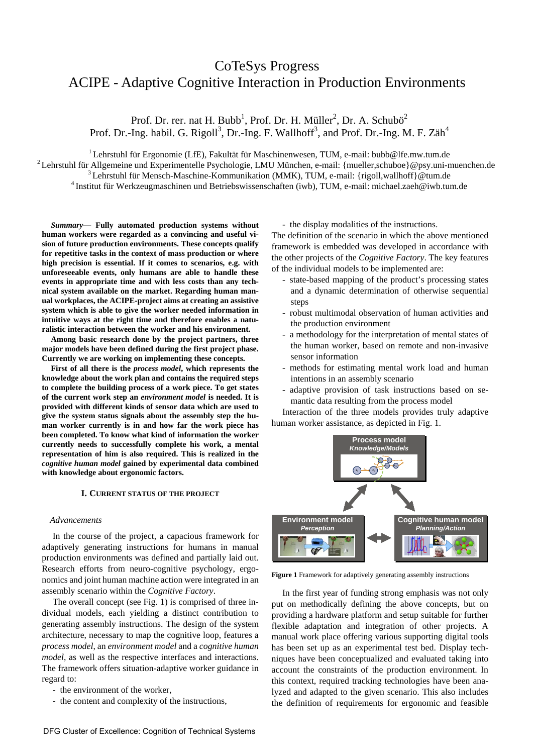# CoTeSys Progress
# ACIPE - Adaptive Cognitive Interaction in Production Environments

Prof. Dr. rer. nat H. Bubb[1], Prof. Dr. H. Müller[2], Dr. A. Schubö[2]
Prof. Dr.-Ing. habil. G. Rigoll[3], Dr.-Ing. F. Wallhoff[3], and Prof. Dr.-Ing. M. F. Zäh[4]

[1] Lehrstuhl für Ergonomie (LfE), Fakultät für Maschinenwesen, TUM, e-mail: bubb@lfe.mw.tum.de
[2] Lehrstuhl für Allgemeine und Experimentelle Psychologie, LMU München, e-mail: {mueller,schuboe}@psy.uni-muenchen.de
[3] Lehrstuhl für Mensch-Maschine-Kommunikation (MMK), TUM, e-mail: {rigoll,wallhoff}@tum.de
[4] Institut für Werkzeugmaschinen und Betriebswissenschaften (iwb), TUM, e-mail: michael.zaeh@iwb.tum.de

***Summary*— Fully automated production systems without human workers were regarded as a convincing and useful vision of future production environments. These concepts qualify for repetitive tasks in the context of mass production or where high precision is essential. If it comes to scenarios, e.g. with unforeseeable events, only humans are able to handle these events in appropriate time and with less costs than any technical system available on the market. Regarding human manual workplaces, the ACIPE-project aims at creating an assistive system which is able to give the worker needed information in intuitive ways at the right time and therefore enables a naturalistic interaction between the worker and his environment.**

**Among basic research done by the project partners, three major models have been defined during the first project phase. Currently we are working on implementing these concepts.**

**First of all there is the *process model*, which represents the knowledge about the work plan and contains the required steps to complete the building process of a work piece. To get states of the current work step an *environment model* is needed. It is provided with different kinds of sensor data which are used to give the system status signals about the assembly step the human worker currently is in and how far the work piece has been completed. To know what kind of information the worker currently needs to successfully complete his work, a mental representation of him is also required. This is realized in the *cognitive human model* gained by experimental data combined with knowledge about ergonomic factors.**

## I. Current status of the project

*Advancements*

In the course of the project, a capacious framework for adaptively generating instructions for humans in manual production environments was defined and partially laid out. Research efforts from neuro-cognitive psychology, ergonomics and joint human machine action were integrated in an assembly scenario within the *Cognitive Factory*.

The overall concept (see Fig. 1) is comprised of three individual models, each yielding a distinct contribution to generating assembly instructions. The design of the system architecture, necessary to map the cognitive loop, features a *process model*, an *environment model* and a *cognitive human model*, as well as the respective interfaces and interactions. The framework offers situation-adaptive worker guidance in regard to:

- the environment of the worker,
- the content and complexity of the instructions,
- the display modalities of the instructions.

The definition of the scenario in which the above mentioned framework is embedded was developed in accordance with the other projects of the *Cognitive Factory*. The key features of the individual models to be implemented are:

- state-based mapping of the product's processing states and a dynamic determination of otherwise sequential steps
- robust multimodal observation of human activities and the production environment
- a methodology for the interpretation of mental states of the human worker, based on remote and non-invasive sensor information
- methods for estimating mental work load and human intentions in an assembly scenario
- adaptive provision of task instructions based on semantic data resulting from the process model

Interaction of the three models provides truly adaptive human worker assistance, as depicted in Fig. 1.

Process model
Knowledge/Models

Environment model
Perception

Cognitive human model
Planning/Action

**Figure 1** Framework for adaptively generating assembly instructions

In the first year of funding strong emphasis was not only put on methodically defining the above concepts, but on providing a hardware platform and setup suitable for further flexible adaptation and integration of other projects. A manual work place offering various supporting digital tools has been set up as an experimental test bed. Display techniques have been conceptualized and evaluated taking into account the constraints of the production environment. In this context, required tracking technologies have been analyzed and adapted to the given scenario. This also includes the definition of requirements for ergonomic and feasible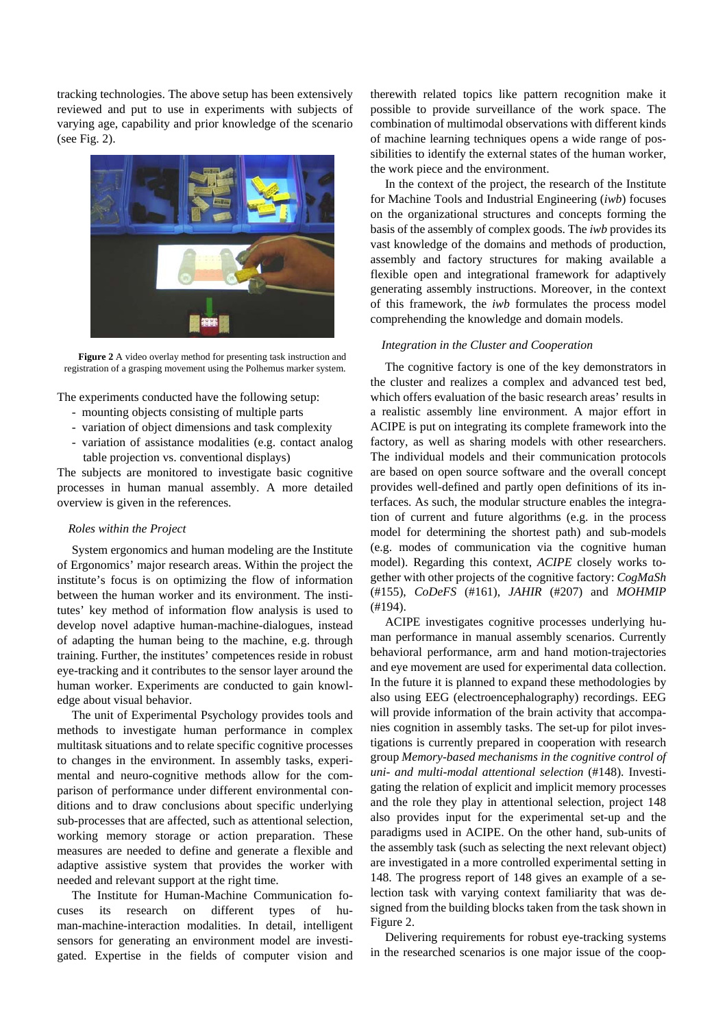tracking technologies. The above setup has been extensively reviewed and put to use in experiments with subjects of varying age, capability and prior knowledge of the scenario (see Fig. 2).

**Figure 2** A video overlay method for presenting task instruction and registration of a grasping movement using the Polhemus marker system.

The experiments conducted have the following setup:

- mounting objects consisting of multiple parts
- variation of object dimensions and task complexity
- variation of assistance modalities (e.g. contact analog table projection vs. conventional displays)

The subjects are monitored to investigate basic cognitive processes in human manual assembly. A more detailed overview is given in the references.

### *Roles within the Project*

System ergonomics and human modeling are the Institute of Ergonomics' major research areas. Within the project the institute's focus is on optimizing the flow of information between the human worker and its environment. The institutes' key method of information flow analysis is used to develop novel adaptive human-machine-dialogues, instead of adapting the human being to the machine, e.g. through training. Further, the institutes' competences reside in robust eye-tracking and it contributes to the sensor layer around the human worker. Experiments are conducted to gain knowledge about visual behavior.

The unit of Experimental Psychology provides tools and methods to investigate human performance in complex multitask situations and to relate specific cognitive processes to changes in the environment. In assembly tasks, experimental and neuro-cognitive methods allow for the comparison of performance under different environmental conditions and to draw conclusions about specific underlying sub-processes that are affected, such as attentional selection, working memory storage or action preparation. These measures are needed to define and generate a flexible and adaptive assistive system that provides the worker with needed and relevant support at the right time.

The Institute for Human-Machine Communication focuses its research on different types of human-machine-interaction modalities. In detail, intelligent sensors for generating an environment model are investigated. Expertise in the fields of computer vision and therewith related topics like pattern recognition make it possible to provide surveillance of the work space. The combination of multimodal observations with different kinds of machine learning techniques opens a wide range of possibilities to identify the external states of the human worker, the work piece and the environment.

In the context of the project, the research of the Institute for Machine Tools and Industrial Engineering (*iwb*) focuses on the organizational structures and concepts forming the basis of the assembly of complex goods. The *iwb* provides its vast knowledge of the domains and methods of production, assembly and factory structures for making available a flexible open and integrational framework for adaptively generating assembly instructions. Moreover, in the context of this framework, the *iwb* formulates the process model comprehending the knowledge and domain models.

### *Integration in the Cluster and Cooperation*

The cognitive factory is one of the key demonstrators in the cluster and realizes a complex and advanced test bed, which offers evaluation of the basic research areas' results in a realistic assembly line environment. A major effort in ACIPE is put on integrating its complete framework into the factory, as well as sharing models with other researchers. The individual models and their communication protocols are based on open source software and the overall concept provides well-defined and partly open definitions of its interfaces. As such, the modular structure enables the integration of current and future algorithms (e.g. in the process model for determining the shortest path) and sub-models (e.g. modes of communication via the cognitive human model). Regarding this context, *ACIPE* closely works together with other projects of the cognitive factory: *CogMaSh* (#155), *CoDeFS* (#161), *JAHIR* (#207) and *MOHMIP* (#194).

ACIPE investigates cognitive processes underlying human performance in manual assembly scenarios. Currently behavioral performance, arm and hand motion-trajectories and eye movement are used for experimental data collection. In the future it is planned to expand these methodologies by also using EEG (electroencephalography) recordings. EEG will provide information of the brain activity that accompanies cognition in assembly tasks. The set-up for pilot investigations is currently prepared in cooperation with research group *Memory-based mechanisms in the cognitive control of uni- and multi-modal attentional selection* (#148). Investigating the relation of explicit and implicit memory processes and the role they play in attentional selection, project 148 also provides input for the experimental set-up and the paradigms used in ACIPE. On the other hand, sub-units of the assembly task (such as selecting the next relevant object) are investigated in a more controlled experimental setting in 148. The progress report of 148 gives an example of a selection task with varying context familiarity that was designed from the building blocks taken from the task shown in Figure 2.

Delivering requirements for robust eye-tracking systems in the researched scenarios is one major issue of the coop-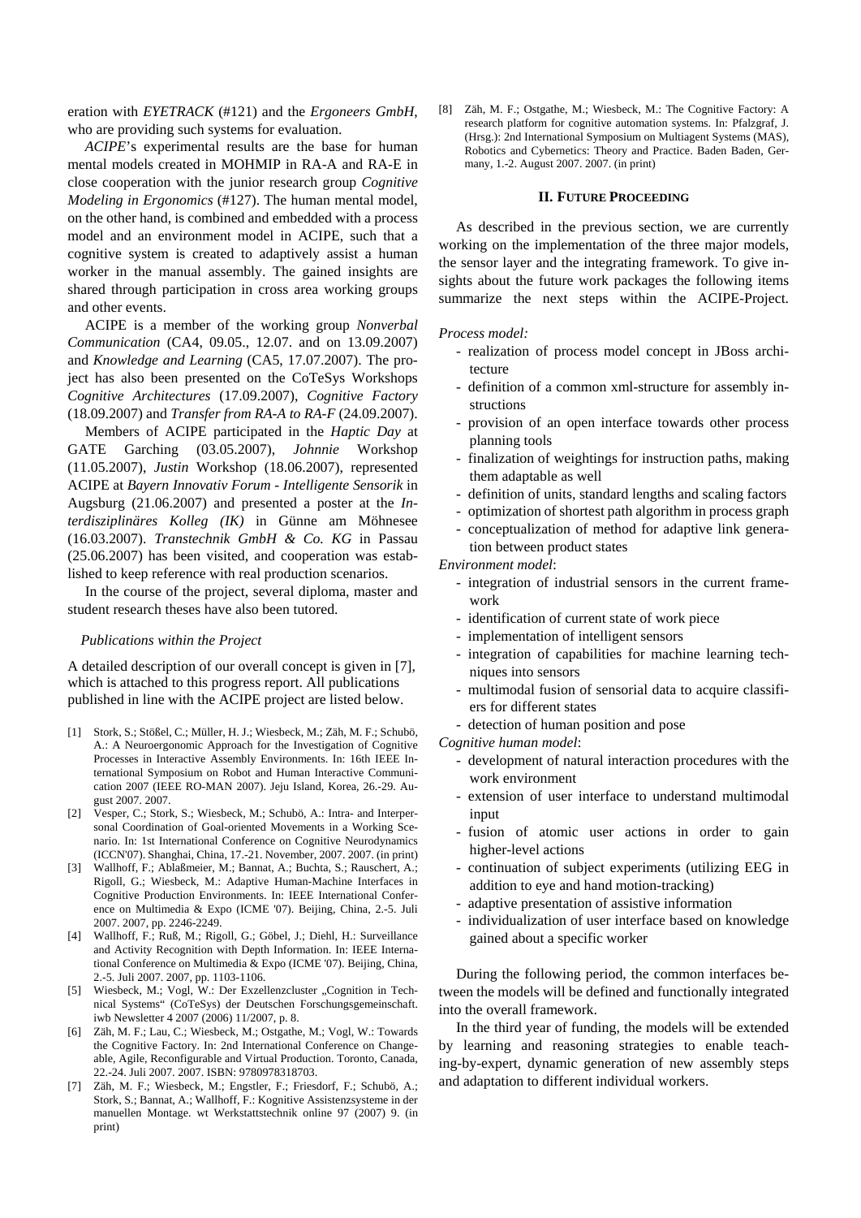eration with *EYETRACK* (#121) and the *Ergoneers GmbH*, who are providing such systems for evaluation.

*ACIPE*'s experimental results are the base for human mental models created in MOHMIP in RA-A and RA-E in close cooperation with the junior research group *Cognitive Modeling in Ergonomics* (#127). The human mental model, on the other hand, is combined and embedded with a process model and an environment model in ACIPE, such that a cognitive system is created to adaptively assist a human worker in the manual assembly. The gained insights are shared through participation in cross area working groups and other events.

ACIPE is a member of the working group *Nonverbal Communication* (CA4, 09.05., 12.07. and on 13.09.2007) and *Knowledge and Learning* (CA5, 17.07.2007). The project has also been presented on the CoTeSys Workshops *Cognitive Architectures* (17.09.2007), *Cognitive Factory* (18.09.2007) and *Transfer from RA-A to RA-F* (24.09.2007).

Members of ACIPE participated in the *Haptic Day* at GATE Garching (03.05.2007), *Johnnie* Workshop (11.05.2007), *Justin* Workshop (18.06.2007), represented ACIPE at *Bayern Innovativ Forum - Intelligente Sensorik* in Augsburg (21.06.2007) and presented a poster at the *Interdisziplinäres Kolleg (IK)* in Günne am Möhnesee (16.03.2007). *Transtechnik GmbH & Co. KG* in Passau (25.06.2007) has been visited, and cooperation was established to keep reference with real production scenarios.

In the course of the project, several diploma, master and student research theses have also been tutored.

### *Publications within the Project*

A detailed description of our overall concept is given in [7], which is attached to this progress report. All publications published in line with the ACIPE project are listed below.

[1] Stork, S.; Stößel, C.; Müller, H. J.; Wiesbeck, M.; Zäh, M. F.; Schubö, A.: A Neuroergonomic Approach for the Investigation of Cognitive Processes in Interactive Assembly Environments. In: 16th IEEE International Symposium on Robot and Human Interactive Communication 2007 (IEEE RO-MAN 2007). Jeju Island, Korea, 26.-29. August 2007. 2007.

[2] Vesper, C.; Stork, S.; Wiesbeck, M.; Schubö, A.: Intra- and Interpersonal Coordination of Goal-oriented Movements in a Working Scenario. In: 1st International Conference on Cognitive Neurodynamics (ICCN'07). Shanghai, China, 17.-21. November, 2007. 2007. (in print)

[3] Wallhoff, F.; Ablaßmeier, M.; Bannat, A.; Buchta, S.; Rauschert, A.; Rigoll, G.; Wiesbeck, M.: Adaptive Human-Machine Interfaces in Cognitive Production Environments. In: IEEE International Conference on Multimedia & Expo (ICME '07). Beijing, China, 2.-5. Juli 2007. 2007, pp. 2246-2249.

[4] Wallhoff, F.; Ruß, M.; Rigoll, G.; Göbel, J.; Diehl, H.: Surveillance and Activity Recognition with Depth Information. In: IEEE International Conference on Multimedia & Expo (ICME '07). Beijing, China, 2.-5. Juli 2007. 2007, pp. 1103-1106.

[5] Wiesbeck, M.; Vogl, W.: Der Exzellenzcluster „Cognition in Technical Systems" (CoTeSys) der Deutschen Forschungsgemeinschaft. iwb Newsletter 4 2007 (2006) 11/2007, p. 8.

[6] Zäh, M. F.; Lau, C.; Wiesbeck, M.; Ostgathe, M.; Vogl, W.: Towards the Cognitive Factory. In: 2nd International Conference on Changeable, Agile, Reconfigurable and Virtual Production. Toronto, Canada, 22.-24. Juli 2007. 2007. ISBN: 9780978318703.

[7] Zäh, M. F.; Wiesbeck, M.; Engstler, F.; Friesdorf, F.; Schubö, A.; Stork, S.; Bannat, A.; Wallhoff, F.: Kognitive Assistenzsysteme in der manuellen Montage. wt Werkstattstechnik online 97 (2007) 9. (in print)

[8] Zäh, M. F.; Ostgathe, M.; Wiesbeck, M.: The Cognitive Factory: A research platform for cognitive automation systems. In: Pfalzgraf, J. (Hrsg.): 2nd International Symposium on Multiagent Systems (MAS), Robotics and Cybernetics: Theory and Practice. Baden Baden, Germany, 1.-2. August 2007. 2007. (in print)

## II. Future Proceeding

As described in the previous section, we are currently working on the implementation of the three major models, the sensor layer and the integrating framework. To give insights about the future work packages the following items summarize the next steps within the ACIPE-Project.

*Process model:*

- realization of process model concept in JBoss architecture
- definition of a common xml-structure for assembly instructions
- provision of an open interface towards other process planning tools
- finalization of weightings for instruction paths, making them adaptable as well
- definition of units, standard lengths and scaling factors
- optimization of shortest path algorithm in process graph
- conceptualization of method for adaptive link generation between product states

*Environment model*:

- integration of industrial sensors in the current framework
- identification of current state of work piece
- implementation of intelligent sensors
- integration of capabilities for machine learning techniques into sensors
- multimodal fusion of sensorial data to acquire classifiers for different states
- detection of human position and pose

*Cognitive human model*:

- development of natural interaction procedures with the work environment
- extension of user interface to understand multimodal input
- fusion of atomic user actions in order to gain higher-level actions
- continuation of subject experiments (utilizing EEG in addition to eye and hand motion-tracking)
- adaptive presentation of assistive information
- individualization of user interface based on knowledge gained about a specific worker

During the following period, the common interfaces between the models will be defined and functionally integrated into the overall framework.

In the third year of funding, the models will be extended by learning and reasoning strategies to enable teaching-by-expert, dynamic generation of new assembly steps and adaptation to different individual workers.